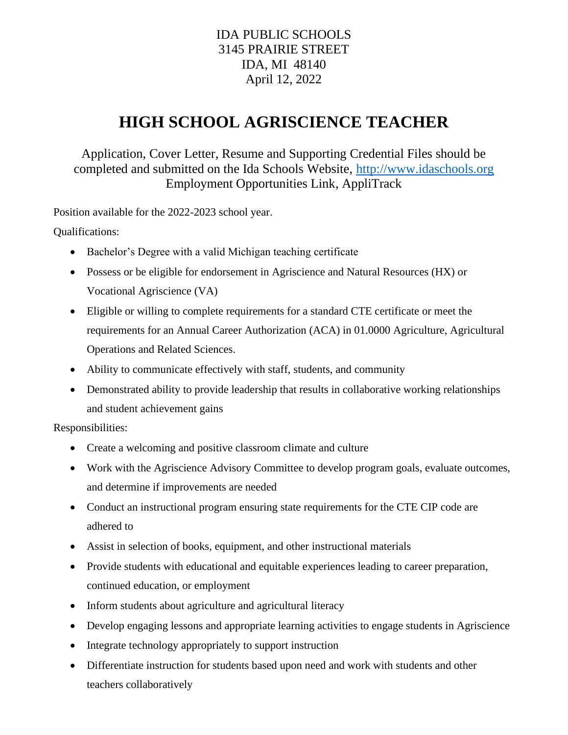IDA PUBLIC SCHOOLS
3145 PRAIRIE STREET
IDA, MI 48140
April 12, 2022

# HIGH SCHOOL AGRISCIENCE TEACHER

Application, Cover Letter, Resume and Supporting Credential Files should be completed and submitted on the Ida Schools Website, http://www.idaschools.org Employment Opportunities Link, AppliTrack

Position available for the 2022-2023 school year.

Qualifications:

- Bachelor's Degree with a valid Michigan teaching certificate
- Possess or be eligible for endorsement in Agriscience and Natural Resources (HX) or Vocational Agriscience (VA)
- Eligible or willing to complete requirements for a standard CTE certificate or meet the requirements for an Annual Career Authorization (ACA) in 01.0000 Agriculture, Agricultural Operations and Related Sciences.
- Ability to communicate effectively with staff, students, and community
- Demonstrated ability to provide leadership that results in collaborative working relationships and student achievement gains

Responsibilities:

- Create a welcoming and positive classroom climate and culture
- Work with the Agriscience Advisory Committee to develop program goals, evaluate outcomes, and determine if improvements are needed
- Conduct an instructional program ensuring state requirements for the CTE CIP code are adhered to
- Assist in selection of books, equipment, and other instructional materials
- Provide students with educational and equitable experiences leading to career preparation, continued education, or employment
- Inform students about agriculture and agricultural literacy
- Develop engaging lessons and appropriate learning activities to engage students in Agriscience
- Integrate technology appropriately to support instruction
- Differentiate instruction for students based upon need and work with students and other teachers collaboratively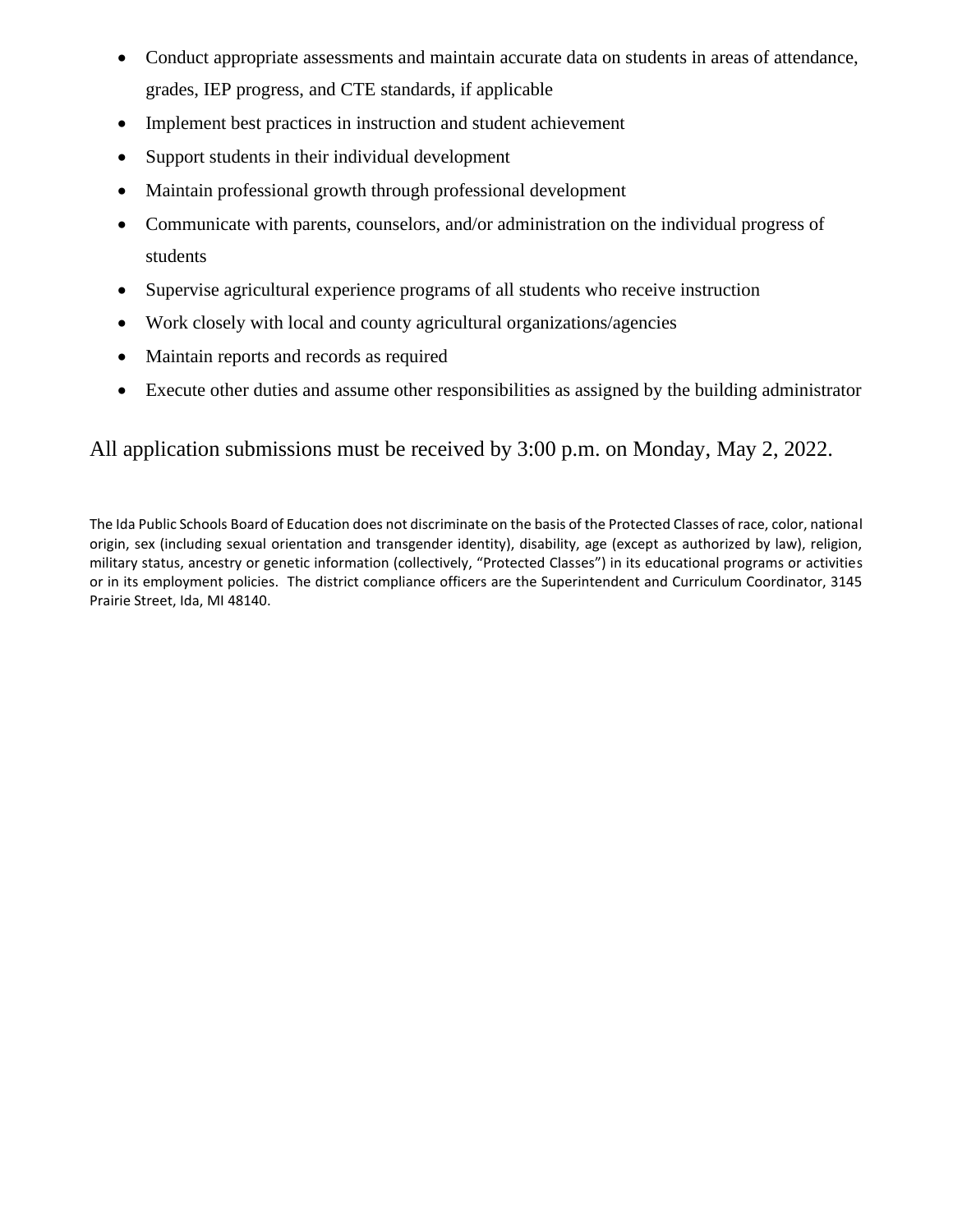- Conduct appropriate assessments and maintain accurate data on students in areas of attendance, grades, IEP progress, and CTE standards, if applicable
- Implement best practices in instruction and student achievement
- Support students in their individual development
- Maintain professional growth through professional development
- Communicate with parents, counselors, and/or administration on the individual progress of students
- Supervise agricultural experience programs of all students who receive instruction
- Work closely with local and county agricultural organizations/agencies
- Maintain reports and records as required
- Execute other duties and assume other responsibilities as assigned by the building administrator

All application submissions must be received by 3:00 p.m. on Monday, May 2, 2022.

The Ida Public Schools Board of Education does not discriminate on the basis of the Protected Classes of race, color, national origin, sex (including sexual orientation and transgender identity), disability, age (except as authorized by law), religion, military status, ancestry or genetic information (collectively, "Protected Classes") in its educational programs or activities or in its employment policies. The district compliance officers are the Superintendent and Curriculum Coordinator, 3145 Prairie Street, Ida, MI 48140.